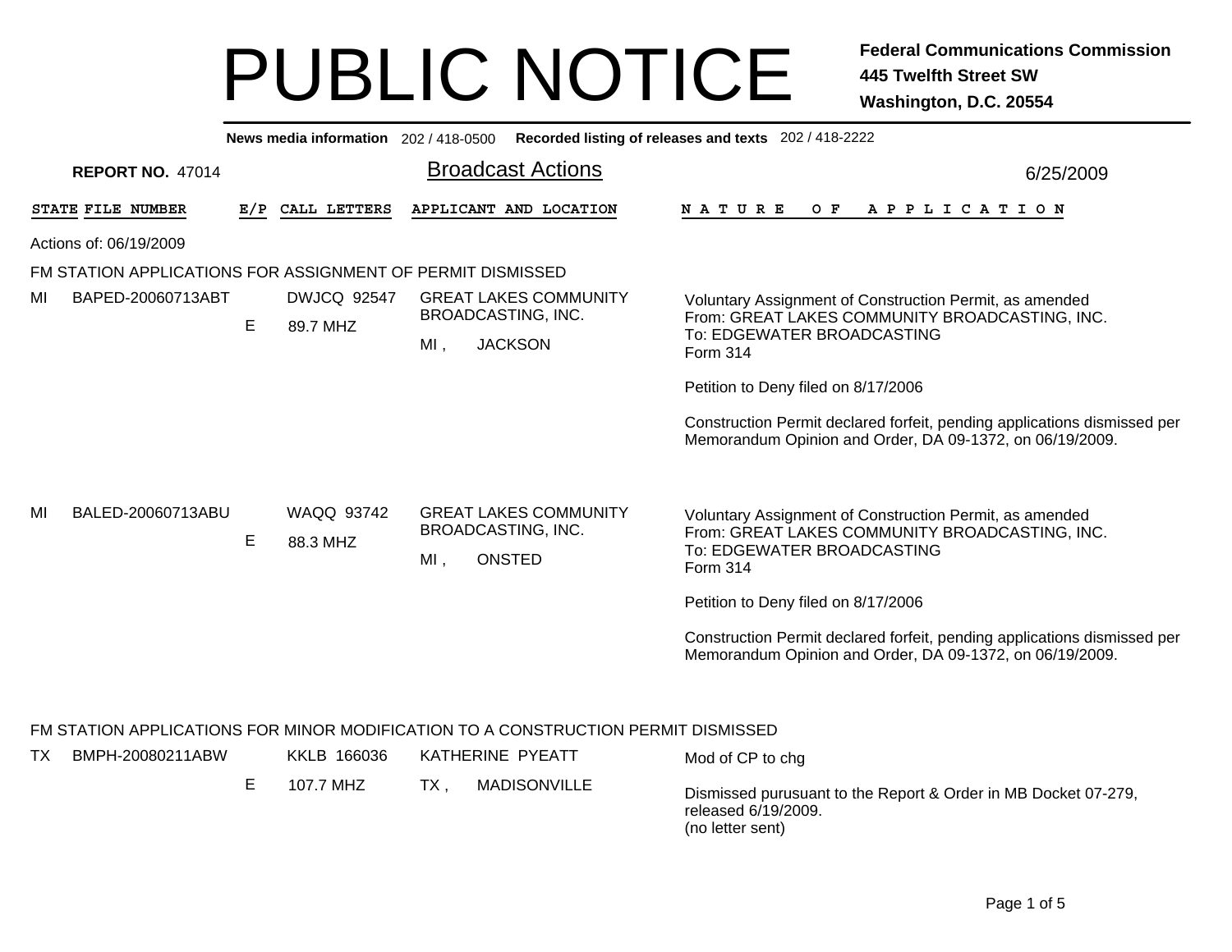# PUBLIC NOTICE

**Federal Communications Commission**
**445 Twelfth Street SW**
**Washington, D.C. 20554**

**News media information** 202 / 418-0500 **Recorded listing of releases and texts** 202 / 418-2222

**REPORT NO.** 47014

## Broadcast Actions

6/25/2009

| STATE | FILE NUMBER | E/P | CALL LETTERS | APPLICANT AND LOCATION | NATURE OF APPLICATION |
|---|---|---|---|---|---|

Actions of: 06/19/2009

### FM STATION APPLICATIONS FOR ASSIGNMENT OF PERMIT DISMISSED

| STATE | FILE NUMBER | E/P | CALL LETTERS | APPLICANT AND LOCATION | NATURE OF APPLICATION |
|---|---|---|---|---|---|
| MI | BAPED-20060713ABT | E | DWJCQ 92547<br>89.7 MHZ | GREAT LAKES COMMUNITY BROADCASTING, INC.<br>MI , JACKSON | Voluntary Assignment of Construction Permit, as amended<br>From: GREAT LAKES COMMUNITY BROADCASTING, INC.<br>To: EDGEWATER BROADCASTING<br>Form 314<br><br>Petition to Deny filed on 8/17/2006<br><br>Construction Permit declared forfeit, pending applications dismissed per Memorandum Opinion and Order, DA 09-1372, on 06/19/2009. |
| MI | BALED-20060713ABU | E | WAQQ 93742<br>88.3 MHZ | GREAT LAKES COMMUNITY BROADCASTING, INC.<br>MI , ONSTED | Voluntary Assignment of Construction Permit, as amended<br>From: GREAT LAKES COMMUNITY BROADCASTING, INC.<br>To: EDGEWATER BROADCASTING<br>Form 314<br><br>Petition to Deny filed on 8/17/2006<br><br>Construction Permit declared forfeit, pending applications dismissed per Memorandum Opinion and Order, DA 09-1372, on 06/19/2009. |

### FM STATION APPLICATIONS FOR MINOR MODIFICATION TO A CONSTRUCTION PERMIT DISMISSED

| STATE | FILE NUMBER | E/P | CALL LETTERS | APPLICANT AND LOCATION | NATURE OF APPLICATION |
|---|---|---|---|---|---|
| TX | BMPH-20080211ABW | E | KKLB 166036<br>107.7 MHZ | KATHERINE PYEATT<br>TX , MADISONVILLE | Mod of CP to chg<br><br>Dismissed purusuant to the Report & Order in MB Docket 07-279, released 6/19/2009.<br>(no letter sent) |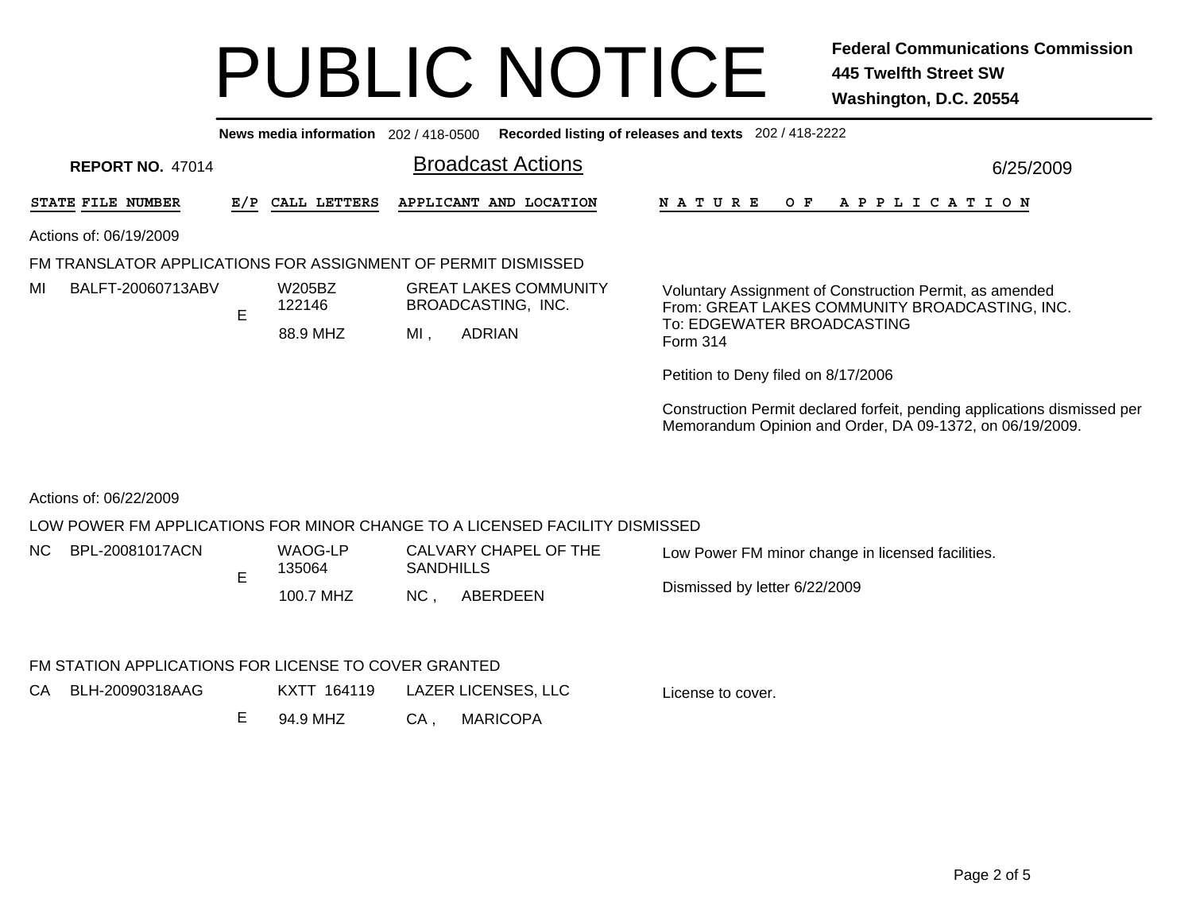# PUBLIC NOTICE

**Federal Communications Commission**
**445 Twelfth Street SW**
**Washington, D.C. 20554**

**News media information** 202 / 418-0500 **Recorded listing of releases and texts** 202 / 418-2222

**REPORT NO.** 47014

## Broadcast Actions

6/25/2009

| STATE | FILE NUMBER | E/P | CALL LETTERS | APPLICANT AND LOCATION | NATURE OF APPLICATION |
|---|---|---|---|---|---|

Actions of: 06/19/2009

FM TRANSLATOR APPLICATIONS FOR ASSIGNMENT OF PERMIT DISMISSED

| STATE | FILE NUMBER | E/P | CALL LETTERS | APPLICANT AND LOCATION | NATURE OF APPLICATION |
|---|---|---|---|---|---|
| MI | BALFT-20060713ABV | E | W205BZ 122146 88.9 MHZ | GREAT LAKES COMMUNITY BROADCASTING, INC. MI , ADRIAN | Voluntary Assignment of Construction Permit, as amended From: GREAT LAKES COMMUNITY BROADCASTING, INC. To: EDGEWATER BROADCASTING Form 314<br><br>Petition to Deny filed on 8/17/2006<br><br>Construction Permit declared forfeit, pending applications dismissed per Memorandum Opinion and Order, DA 09-1372, on 06/19/2009. |

Actions of: 06/22/2009

LOW POWER FM APPLICATIONS FOR MINOR CHANGE TO A LICENSED FACILITY DISMISSED

| STATE | FILE NUMBER | E/P | CALL LETTERS | APPLICANT AND LOCATION | NATURE OF APPLICATION |
|---|---|---|---|---|---|
| NC | BPL-20081017ACN | E | WAOG-LP 135064 100.7 MHZ | CALVARY CHAPEL OF THE SANDHILLS NC , ABERDEEN | Low Power FM minor change in licensed facilities.<br><br>Dismissed by letter 6/22/2009 |

FM STATION APPLICATIONS FOR LICENSE TO COVER GRANTED

| STATE | FILE NUMBER | E/P | CALL LETTERS | APPLICANT AND LOCATION | NATURE OF APPLICATION |
|---|---|---|---|---|---|
| CA | BLH-20090318AAG | E | KXTT 164119 94.9 MHZ | LAZER LICENSES, LLC CA , MARICOPA | License to cover. |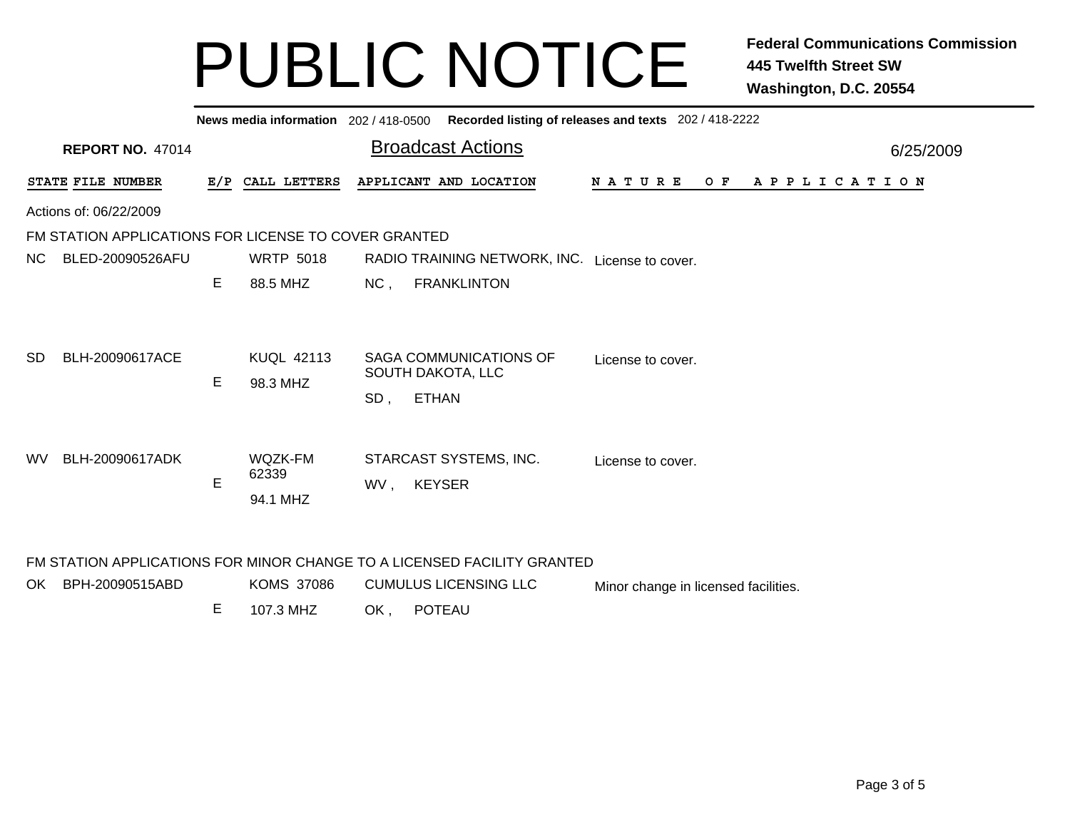# PUBLIC NOTICE

**Federal Communications Commission**
**445 Twelfth Street SW**
**Washington, D.C. 20554**

**News media information** 202 / 418-0500 **Recorded listing of releases and texts** 202 / 418-2222

**REPORT NO.** 47014

## Broadcast Actions

6/25/2009

Actions of: 06/22/2009

### FM STATION APPLICATIONS FOR LICENSE TO COVER GRANTED

| STATE | FILE NUMBER | E/P | CALL LETTERS | APPLICANT AND LOCATION | NATURE OF APPLICATION |
|---|---|---|---|---|---|
| NC | BLED-20090526AFU | E | WRTP 5018<br>88.5 MHZ | RADIO TRAINING NETWORK, INC.<br>NC , FRANKLINTON | License to cover. |
| SD | BLH-20090617ACE | E | KUQL 42113<br>98.3 MHZ | SAGA COMMUNICATIONS OF SOUTH DAKOTA, LLC<br>SD , ETHAN | License to cover. |
| WV | BLH-20090617ADK | E | WQZK-FM 62339<br>94.1 MHZ | STARCAST SYSTEMS, INC.<br>WV , KEYSER | License to cover. |

### FM STATION APPLICATIONS FOR MINOR CHANGE TO A LICENSED FACILITY GRANTED

| STATE | FILE NUMBER | E/P | CALL LETTERS | APPLICANT AND LOCATION | NATURE OF APPLICATION |
|---|---|---|---|---|---|
| OK | BPH-20090515ABD | E | KOMS 37086<br>107.3 MHZ | CUMULUS LICENSING LLC<br>OK , POTEAU | Minor change in licensed facilities. |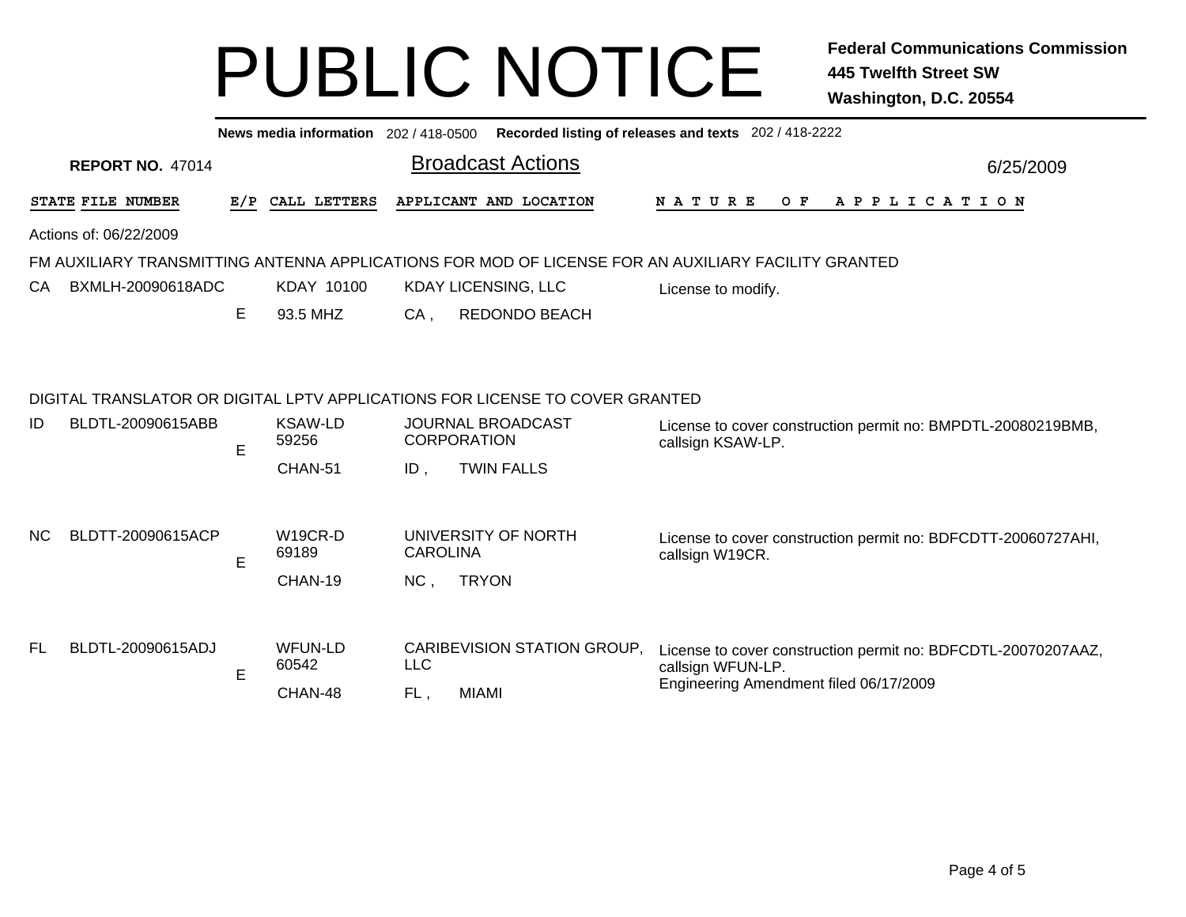# PUBLIC NOTICE

**Federal Communications Commission**
**445 Twelfth Street SW**
**Washington, D.C. 20554**

**News media information** 202 / 418-0500 **Recorded listing of releases and texts** 202 / 418-2222

**REPORT NO.** 47014

## Broadcast Actions

6/25/2009

| STATE | FILE NUMBER | E/P | CALL LETTERS | APPLICANT AND LOCATION | NATURE OF APPLICATION |
|---|---|---|---|---|---|

Actions of: 06/22/2009

### FM AUXILIARY TRANSMITTING ANTENNA APPLICATIONS FOR MOD OF LICENSE FOR AN AUXILIARY FACILITY GRANTED

| STATE | FILE NUMBER | E/P | CALL LETTERS | APPLICANT AND LOCATION | NATURE OF APPLICATION |
|---|---|---|---|---|---|
| CA | BXMLH-20090618ADC | E | KDAY 10100<br>93.5 MHZ | KDAY LICENSING, LLC<br>CA , REDONDO BEACH | License to modify. |

### DIGITAL TRANSLATOR OR DIGITAL LPTV APPLICATIONS FOR LICENSE TO COVER GRANTED

| STATE | FILE NUMBER | E/P | CALL LETTERS | APPLICANT AND LOCATION | NATURE OF APPLICATION |
|---|---|---|---|---|---|
| ID | BLDTL-20090615ABB | E | KSAW-LD 59256<br>CHAN-51 | JOURNAL BROADCAST CORPORATION<br>ID , TWIN FALLS | License to cover construction permit no: BMPDTL-20080219BMB, callsign KSAW-LP. |
| NC | BLDTT-20090615ACP | E | W19CR-D 69189<br>CHAN-19 | UNIVERSITY OF NORTH CAROLINA<br>NC , TRYON | License to cover construction permit no: BDFCDTT-20060727AHI, callsign W19CR. |
| FL | BLDTL-20090615ADJ | E | WFUN-LD 60542<br>CHAN-48 | CARIBEVISION STATION GROUP, LLC<br>FL , MIAMI | License to cover construction permit no: BDFCDTL-20070207AAZ, callsign WFUN-LP.<br>Engineering Amendment filed 06/17/2009 |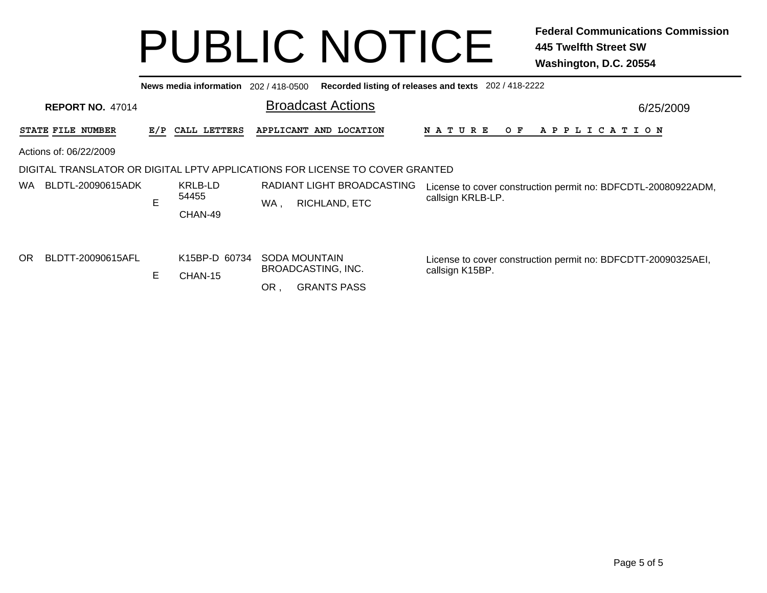# PUBLIC NOTICE

**Federal Communications Commission**
**445 Twelfth Street SW**
**Washington, D.C. 20554**

**News media information** 202 / 418-0500 **Recorded listing of releases and texts** 202 / 418-2222

**REPORT NO.** 47014

## Broadcast Actions

6/25/2009

Actions of: 06/22/2009

DIGITAL TRANSLATOR OR DIGITAL LPTV APPLICATIONS FOR LICENSE TO COVER GRANTED

| STATE | FILE NUMBER | E/P | CALL LETTERS | APPLICANT AND LOCATION | NATURE OF APPLICATION |
|---|---|---|---|---|---|
| WA | BLDTL-20090615ADK | E | KRLB-LD 54455 CHAN-49 | RADIANT LIGHT BROADCASTING WA , RICHLAND, ETC | License to cover construction permit no: BDFCDTL-20080922ADM, callsign KRLB-LP. |
| OR | BLDTT-20090615AFL | E | K15BP-D 60734 CHAN-15 | SODA MOUNTAIN BROADCASTING, INC. OR , GRANTS PASS | License to cover construction permit no: BDFCDTT-20090325AEI, callsign K15BP. |